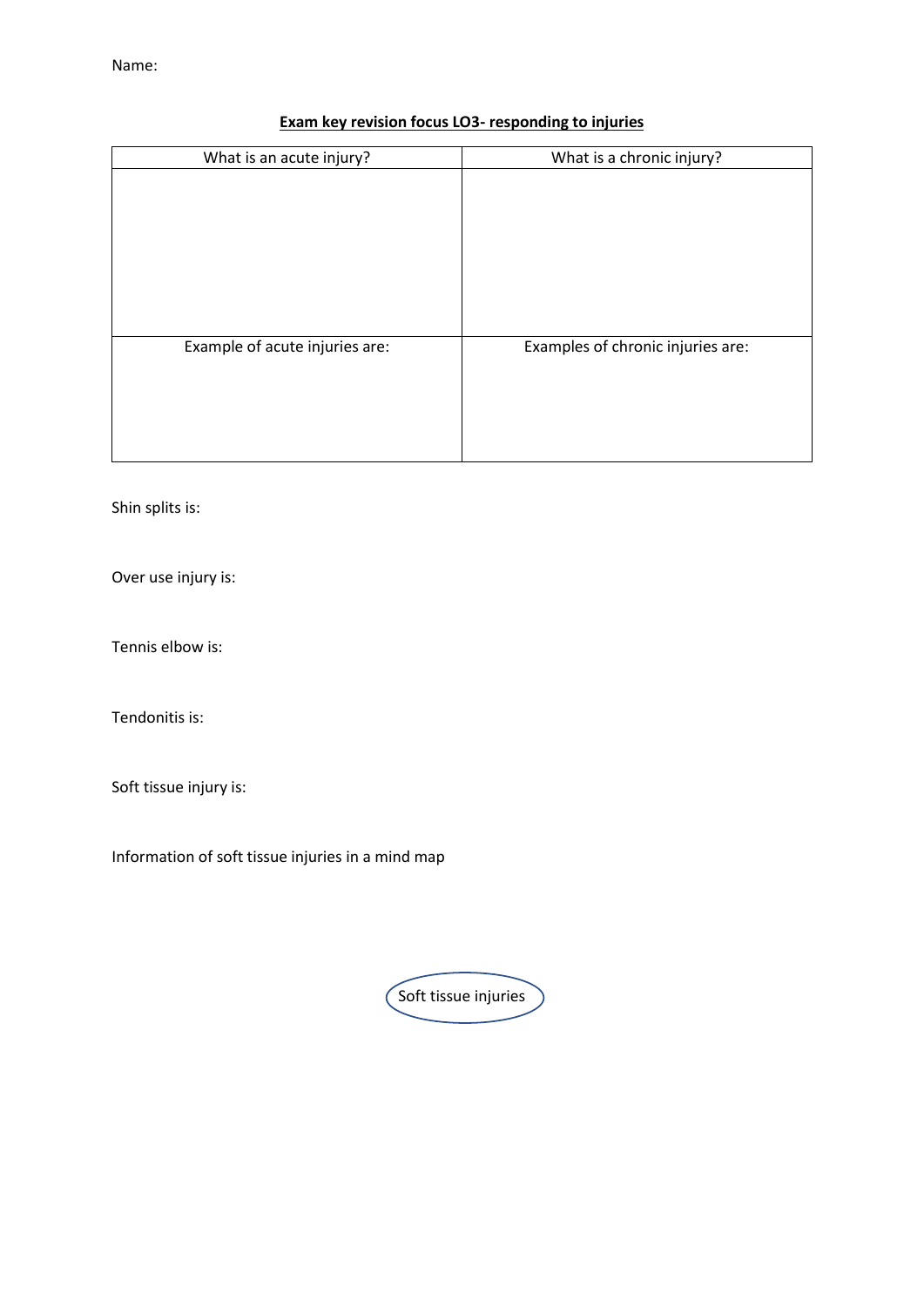Name:

**Exam key revision focus LO3- responding to injuries**

| What is an acute injury? | What is a chronic injury? |
| --- | --- |
| | |
| Example of acute injuries are: | Examples of chronic injuries are: |
| | |

Shin splits is:

Over use injury is:

Tennis elbow is:

Tendonitis is:

Soft tissue injury is:

Information of soft tissue injuries in a mind map

Soft tissue injuries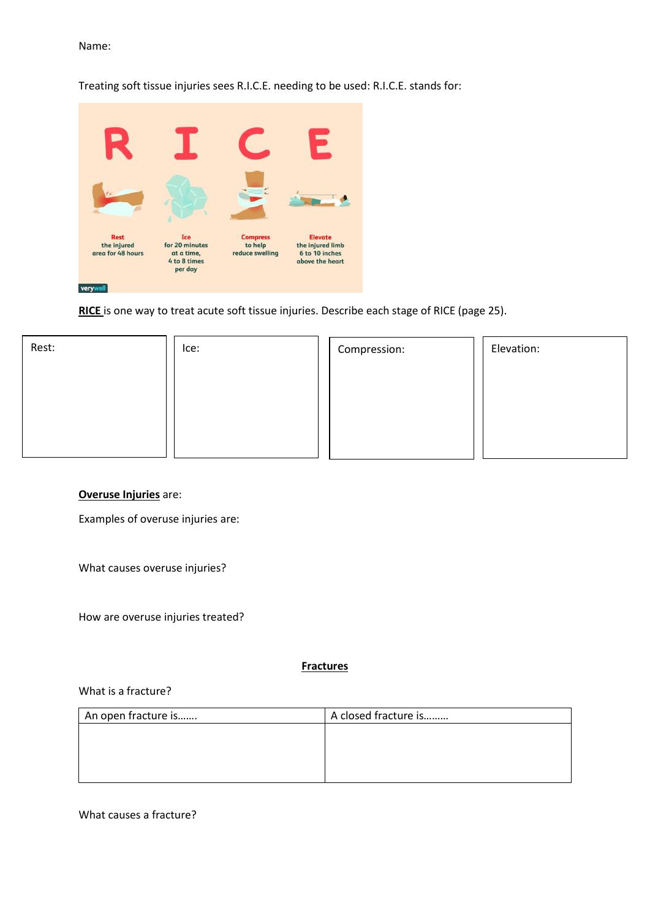Name:

Treating soft tissue injuries sees R.I.C.E. needing to be used: R.I.C.E. stands for:

R I C E

Rest the injured area for 48 hours

Ice for 20 minutes at a time, 4 to 8 times per day

Compress to help reduce swelling

Elevate the injured limb 6 to 10 inches above the heart

verywell

**RICE** is one way to treat acute soft tissue injuries. Describe each stage of RICE (page 25).

| Rest: | Ice: | Compression: | Elevation: |
|---|---|---|---|
| | | | |

**Overuse Injuries** are:

Examples of overuse injuries are:

What causes overuse injuries?

How are overuse injuries treated?

## Fractures

What is a fracture?

| An open fracture is……. | A closed fracture is……… |
|---|---|
| | |

What causes a fracture?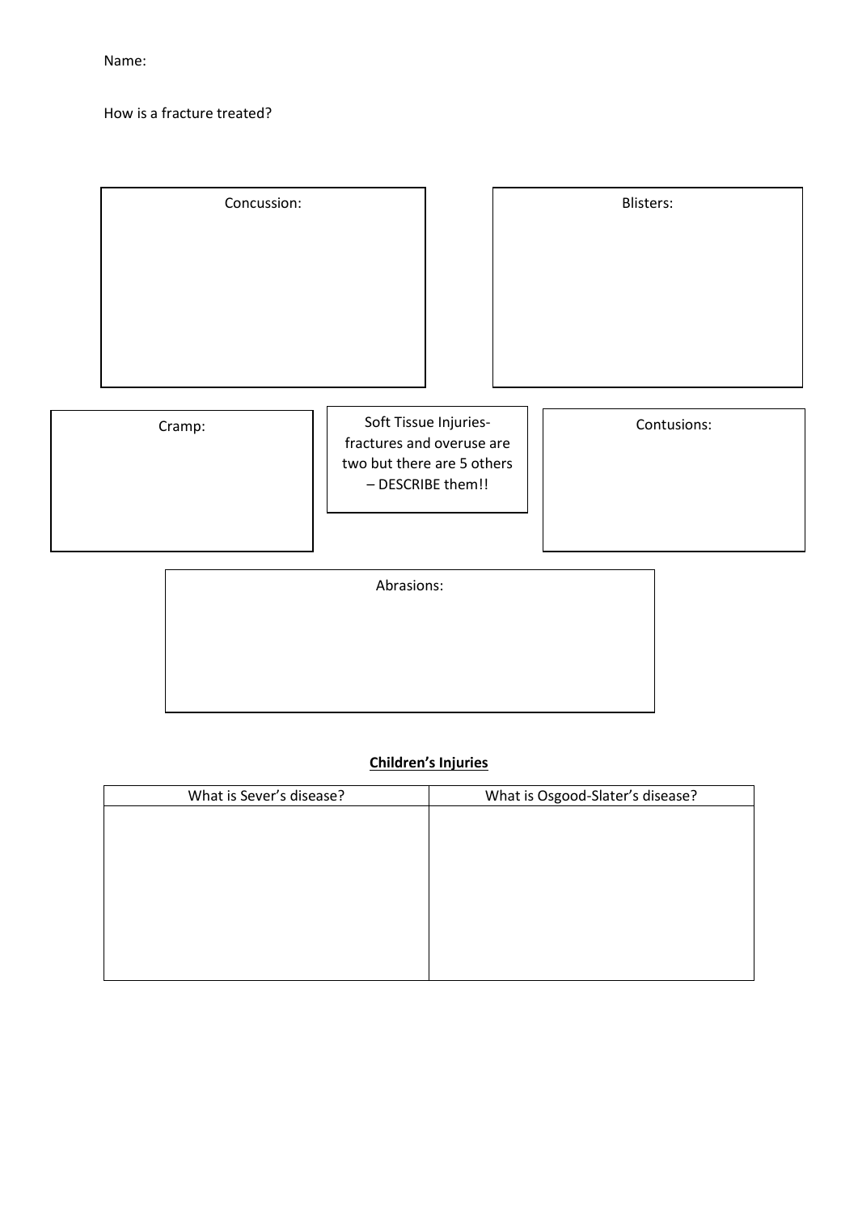Name:

How is a fracture treated?

Concussion:

Blisters:

Cramp:

Soft Tissue Injuries- fractures and overuse are two but there are 5 others – DESCRIBE them!!

Contusions:

Abrasions:

**Children's Injuries**

| What is Sever's disease? | What is Osgood-Slater's disease? |
| --- | --- |
| | |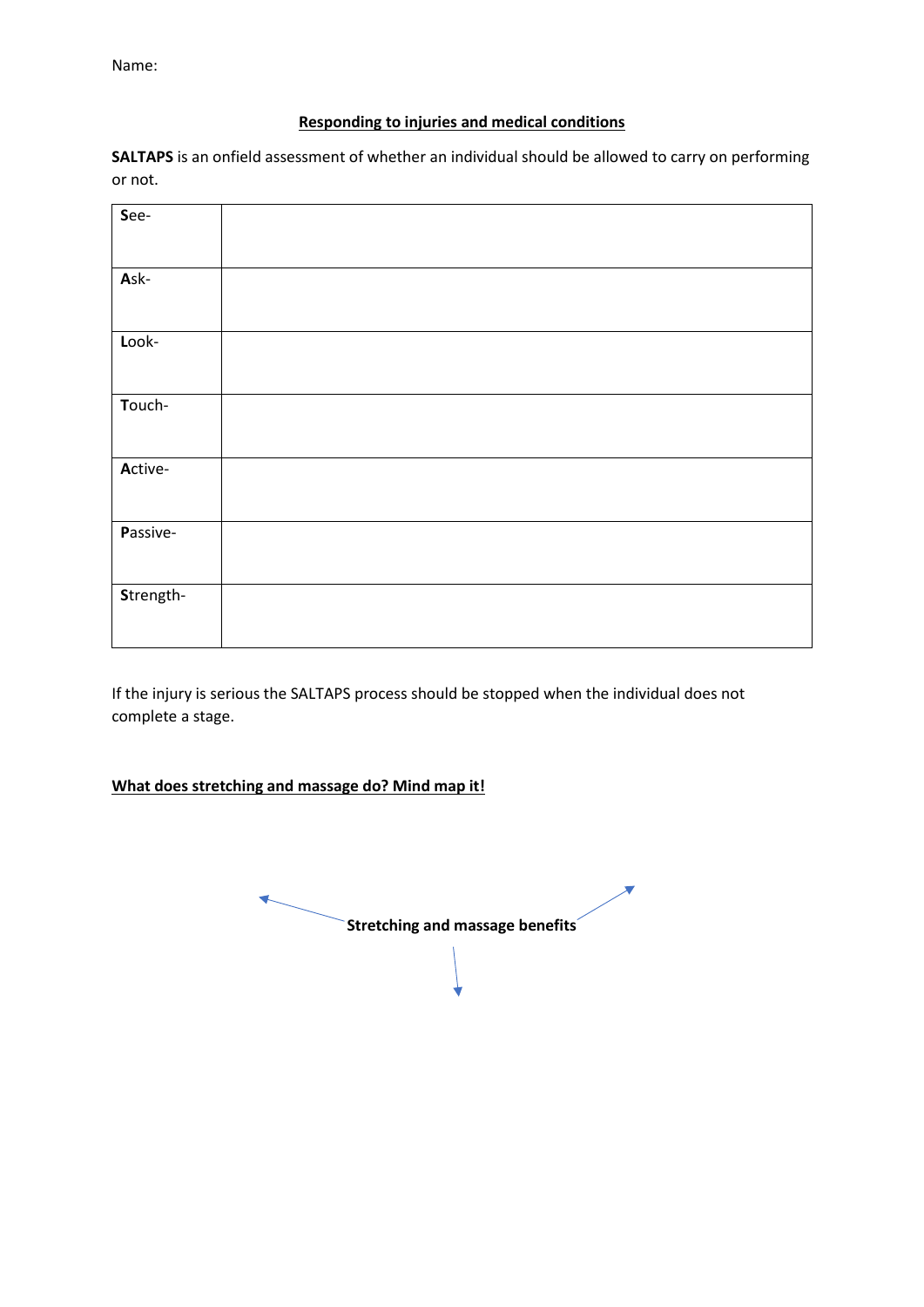Name:

## Responding to injuries and medical conditions

**SALTAPS** is an onfield assessment of whether an individual should be allowed to carry on performing or not.

| | |
|---|---|
| **S**ee- | |
| **A**sk- | |
| **L**ook- | |
| **T**ouch- | |
| **A**ctive- | |
| **P**assive- | |
| **S**trength- | |

If the injury is serious the SALTAPS process should be stopped when the individual does not complete a stage.

**What does stretching and massage do? Mind map it!**

**Stretching and massage benefits**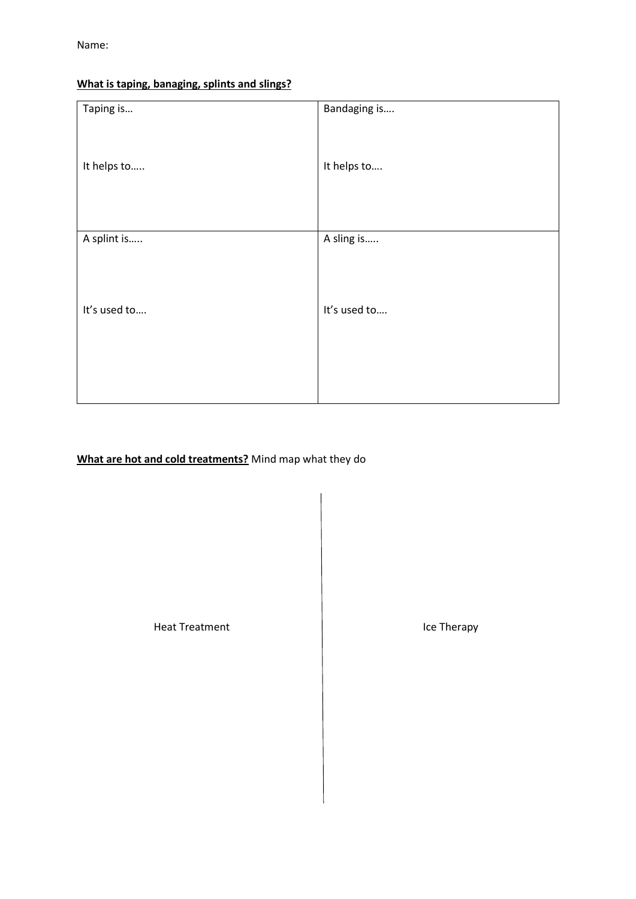Name:

**<u>What is taping, banaging, splints and slings?</u>**

| | |
|---|---|
| Taping is…<br><br>It helps to….. | Bandaging is….<br><br>It helps to…. |
| A splint is…..<br><br>It's used to…. | A sling is…..<br><br>It's used to…. |

**<u>What are hot and cold treatments?</u>** Mind map what they do

Heat Treatment

Ice Therapy